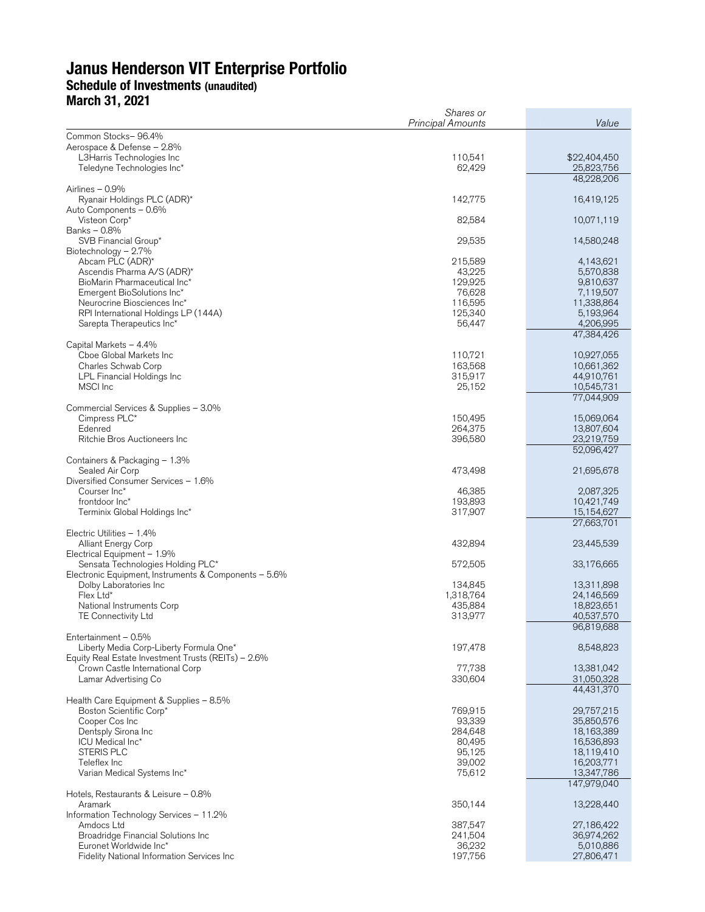# Janus Henderson VIT Enterprise Portfolio
## Schedule of Investments (unaudited)
### March 31, 2021

| | Shares or Principal Amounts | Value |
|---|---|---|
| Common Stocks– 96.4% | | |
| Aerospace & Defense – 2.8% | | |
| L3Harris Technologies Inc | 110,541 | $22,404,450 |
| Teledyne Technologies Inc* | 62,429 | 25,823,756 |
| | | 48,228,206 |
| Airlines – 0.9% | | |
| Ryanair Holdings PLC (ADR)* | 142,775 | 16,419,125 |
| Auto Components – 0.6% | | |
| Visteon Corp* | 82,584 | 10,071,119 |
| Banks – 0.8% | | |
| SVB Financial Group* | 29,535 | 14,580,248 |
| Biotechnology – 2.7% | | |
| Abcam PLC (ADR)* | 215,589 | 4,143,621 |
| Ascendis Pharma A/S (ADR)* | 43,225 | 5,570,838 |
| BioMarin Pharmaceutical Inc* | 129,925 | 9,810,637 |
| Emergent BioSolutions Inc* | 76,628 | 7,119,507 |
| Neurocrine Biosciences Inc* | 116,595 | 11,338,864 |
| RPI International Holdings LP (144A) | 125,340 | 5,193,964 |
| Sarepta Therapeutics Inc* | 56,447 | 4,206,995 |
| | | 47,384,426 |
| Capital Markets – 4.4% | | |
| Cboe Global Markets Inc | 110,721 | 10,927,055 |
| Charles Schwab Corp | 163,568 | 10,661,362 |
| LPL Financial Holdings Inc | 315,917 | 44,910,761 |
| MSCI Inc | 25,152 | 10,545,731 |
| | | 77,044,909 |
| Commercial Services & Supplies – 3.0% | | |
| Cimpress PLC* | 150,495 | 15,069,064 |
| Edenred | 264,375 | 13,807,604 |
| Ritchie Bros Auctioneers Inc | 396,580 | 23,219,759 |
| | | 52,096,427 |
| Containers & Packaging – 1.3% | | |
| Sealed Air Corp | 473,498 | 21,695,678 |
| Diversified Consumer Services – 1.6% | | |
| Courser Inc* | 46,385 | 2,087,325 |
| frontdoor Inc* | 193,893 | 10,421,749 |
| Terminix Global Holdings Inc* | 317,907 | 15,154,627 |
| | | 27,663,701 |
| Electric Utilities – 1.4% | | |
| Alliant Energy Corp | 432,894 | 23,445,539 |
| Electrical Equipment – 1.9% | | |
| Sensata Technologies Holding PLC* | 572,505 | 33,176,665 |
| Electronic Equipment, Instruments & Components – 5.6% | | |
| Dolby Laboratories Inc | 134,845 | 13,311,898 |
| Flex Ltd* | 1,318,764 | 24,146,569 |
| National Instruments Corp | 435,884 | 18,823,651 |
| TE Connectivity Ltd | 313,977 | 40,537,570 |
| | | 96,819,688 |
| Entertainment – 0.5% | | |
| Liberty Media Corp-Liberty Formula One* | 197,478 | 8,548,823 |
| Equity Real Estate Investment Trusts (REITs) – 2.6% | | |
| Crown Castle International Corp | 77,738 | 13,381,042 |
| Lamar Advertising Co | 330,604 | 31,050,328 |
| | | 44,431,370 |
| Health Care Equipment & Supplies – 8.5% | | |
| Boston Scientific Corp* | 769,915 | 29,757,215 |
| Cooper Cos Inc | 93,339 | 35,850,576 |
| Dentsply Sirona Inc | 284,648 | 18,163,389 |
| ICU Medical Inc* | 80,495 | 16,536,893 |
| STERIS PLC | 95,125 | 18,119,410 |
| Teleflex Inc | 39,002 | 16,203,771 |
| Varian Medical Systems Inc* | 75,612 | 13,347,786 |
| | | 147,979,040 |
| Hotels, Restaurants & Leisure – 0.8% | | |
| Aramark | 350,144 | 13,228,440 |
| Information Technology Services – 11.2% | | |
| Amdocs Ltd | 387,547 | 27,186,422 |
| Broadridge Financial Solutions Inc | 241,504 | 36,974,262 |
| Euronet Worldwide Inc* | 36,232 | 5,010,886 |
| Fidelity National Information Services Inc | 197,756 | 27,806,471 |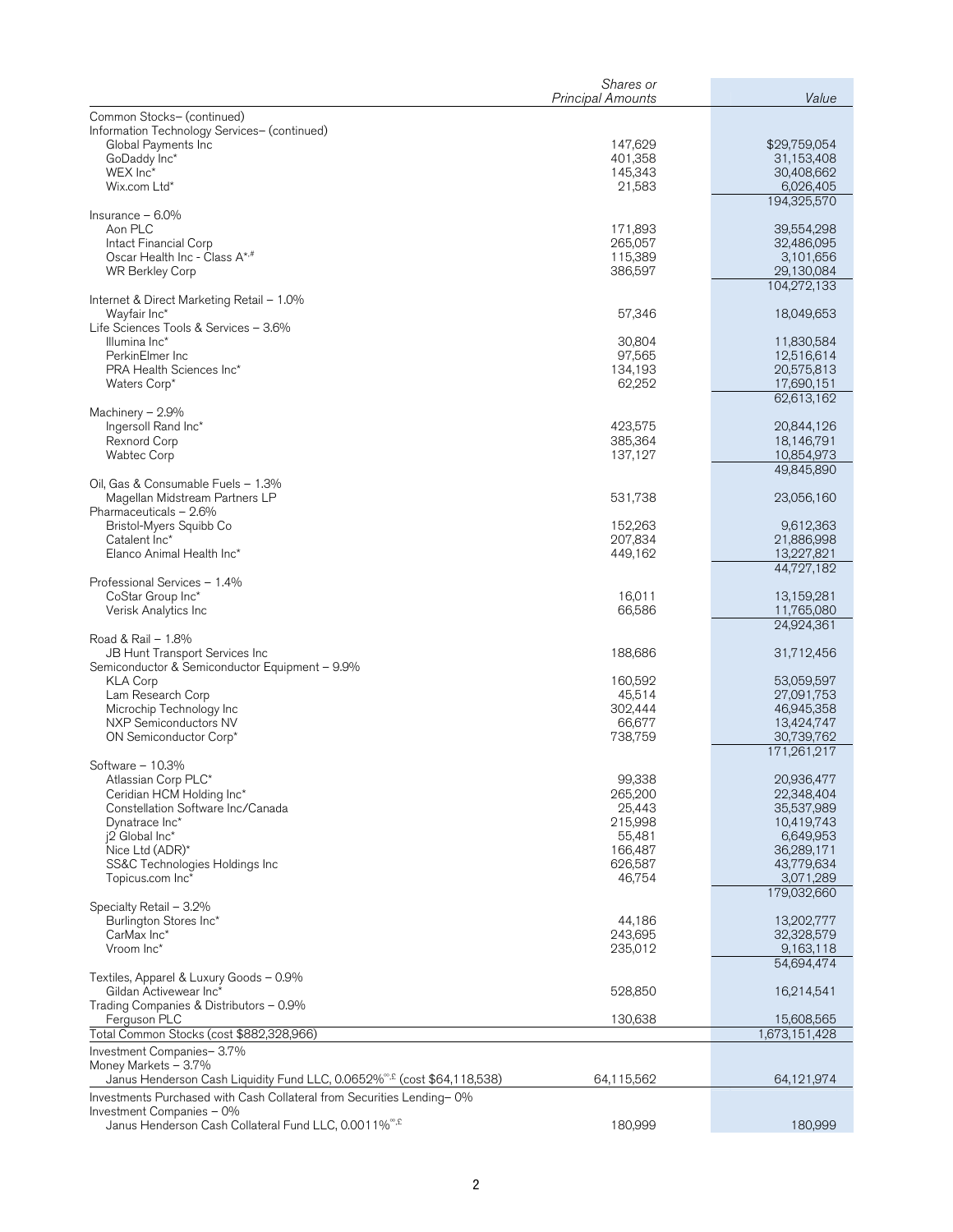| | Shares or Principal Amounts | Value |
|---|---|---|
| Common Stocks– (continued) | | |
| Information Technology Services– (continued) | | |
| Global Payments Inc | 147,629 | $29,759,054 |
| GoDaddy Inc* | 401,358 | 31,153,408 |
| WEX Inc* | 145,343 | 30,408,662 |
| Wix.com Ltd* | 21,583 | 6,026,405 |
| | | 194,325,570 |
| Insurance – 6.0% | | |
| Aon PLC | 171,893 | 39,554,298 |
| Intact Financial Corp | 265,057 | 32,486,095 |
| Oscar Health Inc - Class A*,# | 115,389 | 3,101,656 |
| WR Berkley Corp | 386,597 | 29,130,084 |
| | | 104,272,133 |
| Internet & Direct Marketing Retail – 1.0% | | |
| Wayfair Inc* | 57,346 | 18,049,653 |
| Life Sciences Tools & Services – 3.6% | | |
| Illumina Inc* | 30,804 | 11,830,584 |
| PerkinElmer Inc | 97,565 | 12,516,614 |
| PRA Health Sciences Inc* | 134,193 | 20,575,813 |
| Waters Corp* | 62,252 | 17,690,151 |
| | | 62,613,162 |
| Machinery – 2.9% | | |
| Ingersoll Rand Inc* | 423,575 | 20,844,126 |
| Rexnord Corp | 385,364 | 18,146,791 |
| Wabtec Corp | 137,127 | 10,854,973 |
| | | 49,845,890 |
| Oil, Gas & Consumable Fuels – 1.3% | | |
| Magellan Midstream Partners LP | 531,738 | 23,056,160 |
| Pharmaceuticals – 2.6% | | |
| Bristol-Myers Squibb Co | 152,263 | 9,612,363 |
| Catalent Inc* | 207,834 | 21,886,998 |
| Elanco Animal Health Inc* | 449,162 | 13,227,821 |
| | | 44,727,182 |
| Professional Services – 1.4% | | |
| CoStar Group Inc* | 16,011 | 13,159,281 |
| Verisk Analytics Inc | 66,586 | 11,765,080 |
| | | 24,924,361 |
| Road & Rail – 1.8% | | |
| JB Hunt Transport Services Inc | 188,686 | 31,712,456 |
| Semiconductor & Semiconductor Equipment – 9.9% | | |
| KLA Corp | 160,592 | 53,059,597 |
| Lam Research Corp | 45,514 | 27,091,753 |
| Microchip Technology Inc | 302,444 | 46,945,358 |
| NXP Semiconductors NV | 66,677 | 13,424,747 |
| ON Semiconductor Corp* | 738,759 | 30,739,762 |
| | | 171,261,217 |
| Software – 10.3% | | |
| Atlassian Corp PLC* | 99,338 | 20,936,477 |
| Ceridian HCM Holding Inc* | 265,200 | 22,348,404 |
| Constellation Software Inc/Canada | 25,443 | 35,537,989 |
| Dynatrace Inc* | 215,998 | 10,419,743 |
| j2 Global Inc* | 55,481 | 6,649,953 |
| Nice Ltd (ADR)* | 166,487 | 36,289,171 |
| SS&C Technologies Holdings Inc | 626,587 | 43,779,634 |
| Topicus.com Inc* | 46,754 | 3,071,289 |
| | | 179,032,660 |
| Specialty Retail – 3.2% | | |
| Burlington Stores Inc* | 44,186 | 13,202,777 |
| CarMax Inc* | 243,695 | 32,328,579 |
| Vroom Inc* | 235,012 | 9,163,118 |
| | | 54,694,474 |
| Textiles, Apparel & Luxury Goods – 0.9% | | |
| Gildan Activewear Inc* | 528,850 | 16,214,541 |
| Trading Companies & Distributors – 0.9% | | |
| Ferguson PLC | 130,638 | 15,608,565 |
| Total Common Stocks (cost $882,328,966) | | 1,673,151,428 |
| Investment Companies– 3.7% | | |
| Money Markets – 3.7% | | |
| Janus Henderson Cash Liquidity Fund LLC, 0.0652%∞,£ (cost $64,118,538) | 64,115,562 | 64,121,974 |
| Investments Purchased with Cash Collateral from Securities Lending– 0% | | |
| Investment Companies – 0% | | |
| Janus Henderson Cash Collateral Fund LLC, 0.0011%∞,£ | 180,999 | 180,999 |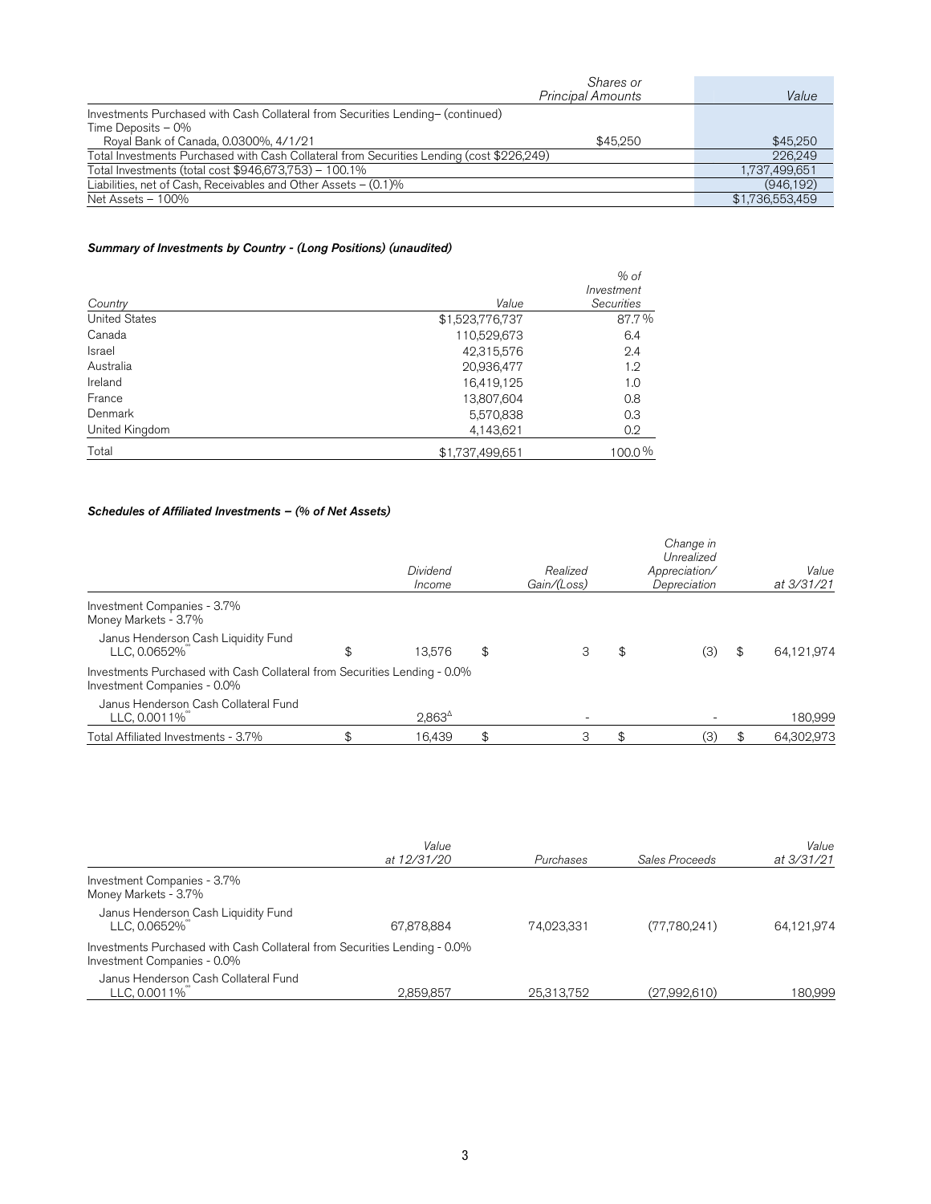| | Shares or Principal Amounts | Value |
|---|---|---|
| Investments Purchased with Cash Collateral from Securities Lending– (continued) | | |
| Time Deposits – 0% | | |
| Royal Bank of Canada, 0.0300%, 4/1/21 | $45,250 | $45,250 |
| Total Investments Purchased with Cash Collateral from Securities Lending (cost $226,249) | | 226,249 |
| Total Investments (total cost $946,673,753) – 100.1% | | 1,737,499,651 |
| Liabilities, net of Cash, Receivables and Other Assets – (0.1)% | | (946,192) |
| Net Assets – 100% | | $1,736,553,459 |

### *Summary of Investments by Country - (Long Positions) (unaudited)*

| Country | Value | % of Investment Securities |
|---|---|---|
| United States | $1,523,776,737 | 87.7% |
| Canada | 110,529,673 | 6.4 |
| Israel | 42,315,576 | 2.4 |
| Australia | 20,936,477 | 1.2 |
| Ireland | 16,419,125 | 1.0 |
| France | 13,807,604 | 0.8 |
| Denmark | 5,570,838 | 0.3 |
| United Kingdom | 4,143,621 | 0.2 |
| Total | $1,737,499,651 | 100.0% |

### *Schedules of Affiliated Investments – (% of Net Assets)*

| | Dividend Income | Realized Gain/(Loss) | Change in Unrealized Appreciation/ Depreciation | Value at 3/31/21 |
|---|---|---|---|---|
| Investment Companies - 3.7% | | | | |
| Money Markets - 3.7% | | | | |
| Janus Henderson Cash Liquidity Fund LLC, 0.0652%^∞ | $ 13,576 | $ 3 | $ (3) | $ 64,121,974 |
| Investments Purchased with Cash Collateral from Securities Lending - 0.0% | | | | |
| Investment Companies - 0.0% | | | | |
| Janus Henderson Cash Collateral Fund LLC, 0.0011%^∞ | 2,863^Δ | - | - | 180,999 |
| Total Affiliated Investments - 3.7% | $ 16,439 | $ 3 | $ (3) | $ 64,302,973 |

| | Value at 12/31/20 | Purchases | Sales Proceeds | Value at 3/31/21 |
|---|---|---|---|---|
| Investment Companies - 3.7% | | | | |
| Money Markets - 3.7% | | | | |
| Janus Henderson Cash Liquidity Fund LLC, 0.0652%^∞ | 67,878,884 | 74,023,331 | (77,780,241) | 64,121,974 |
| Investments Purchased with Cash Collateral from Securities Lending - 0.0% | | | | |
| Investment Companies - 0.0% | | | | |
| Janus Henderson Cash Collateral Fund LLC, 0.0011%^∞ | 2,859,857 | 25,313,752 | (27,992,610) | 180,999 |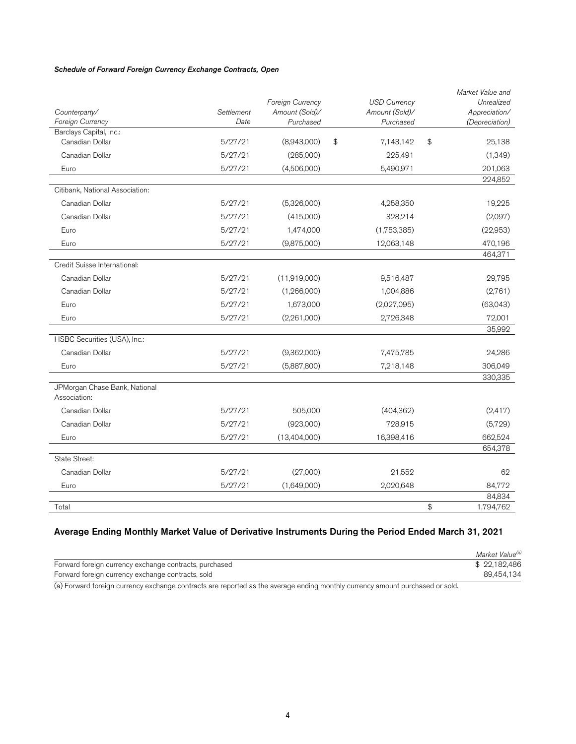*Schedule of Forward Foreign Currency Exchange Contracts, Open*

| *Counterparty/ Foreign Currency* | *Settlement Date* | *Foreign Currency Amount (Sold)/ Purchased* | *USD Currency Amount (Sold)/ Purchased* | *Market Value and Unrealized Appreciation/ (Depreciation)* |
|---|---|---|---|---|
| Barclays Capital, Inc.: | | | | |
| Canadian Dollar | 5/27/21 | (8,943,000) | $ 7,143,142 | $ 25,138 |
| Canadian Dollar | 5/27/21 | (285,000) | 225,491 | (1,349) |
| Euro | 5/27/21 | (4,506,000) | 5,490,971 | 201,063 |
| | | | | 224,852 |
| Citibank, National Association: | | | | |
| Canadian Dollar | 5/27/21 | (5,326,000) | 4,258,350 | 19,225 |
| Canadian Dollar | 5/27/21 | (415,000) | 328,214 | (2,097) |
| Euro | 5/27/21 | 1,474,000 | (1,753,385) | (22,953) |
| Euro | 5/27/21 | (9,875,000) | 12,063,148 | 470,196 |
| | | | | 464,371 |
| Credit Suisse International: | | | | |
| Canadian Dollar | 5/27/21 | (11,919,000) | 9,516,487 | 29,795 |
| Canadian Dollar | 5/27/21 | (1,266,000) | 1,004,886 | (2,761) |
| Euro | 5/27/21 | 1,673,000 | (2,027,095) | (63,043) |
| Euro | 5/27/21 | (2,261,000) | 2,726,348 | 72,001 |
| | | | | 35,992 |
| HSBC Securities (USA), Inc.: | | | | |
| Canadian Dollar | 5/27/21 | (9,362,000) | 7,475,785 | 24,286 |
| Euro | 5/27/21 | (5,887,800) | 7,218,148 | 306,049 |
| | | | | 330,335 |
| JPMorgan Chase Bank, National Association: | | | | |
| Canadian Dollar | 5/27/21 | 505,000 | (404,362) | (2,417) |
| Canadian Dollar | 5/27/21 | (923,000) | 728,915 | (5,729) |
| Euro | 5/27/21 | (13,404,000) | 16,398,416 | 662,524 |
| | | | | 654,378 |
| State Street: | | | | |
| Canadian Dollar | 5/27/21 | (27,000) | 21,552 | 62 |
| Euro | 5/27/21 | (1,649,000) | 2,020,648 | 84,772 |
| | | | | 84,834 |
| Total | | | | $ 1,794,762 |

## Average Ending Monthly Market Value of Derivative Instruments During the Period Ended March 31, 2021

| | *Market Value[a]* |
|---|---|
| Forward foreign currency exchange contracts, purchased | $ 22,182,486 |
| Forward foreign currency exchange contracts, sold | 89,454,134 |

(a) Forward foreign currency exchange contracts are reported as the average ending monthly currency amount purchased or sold.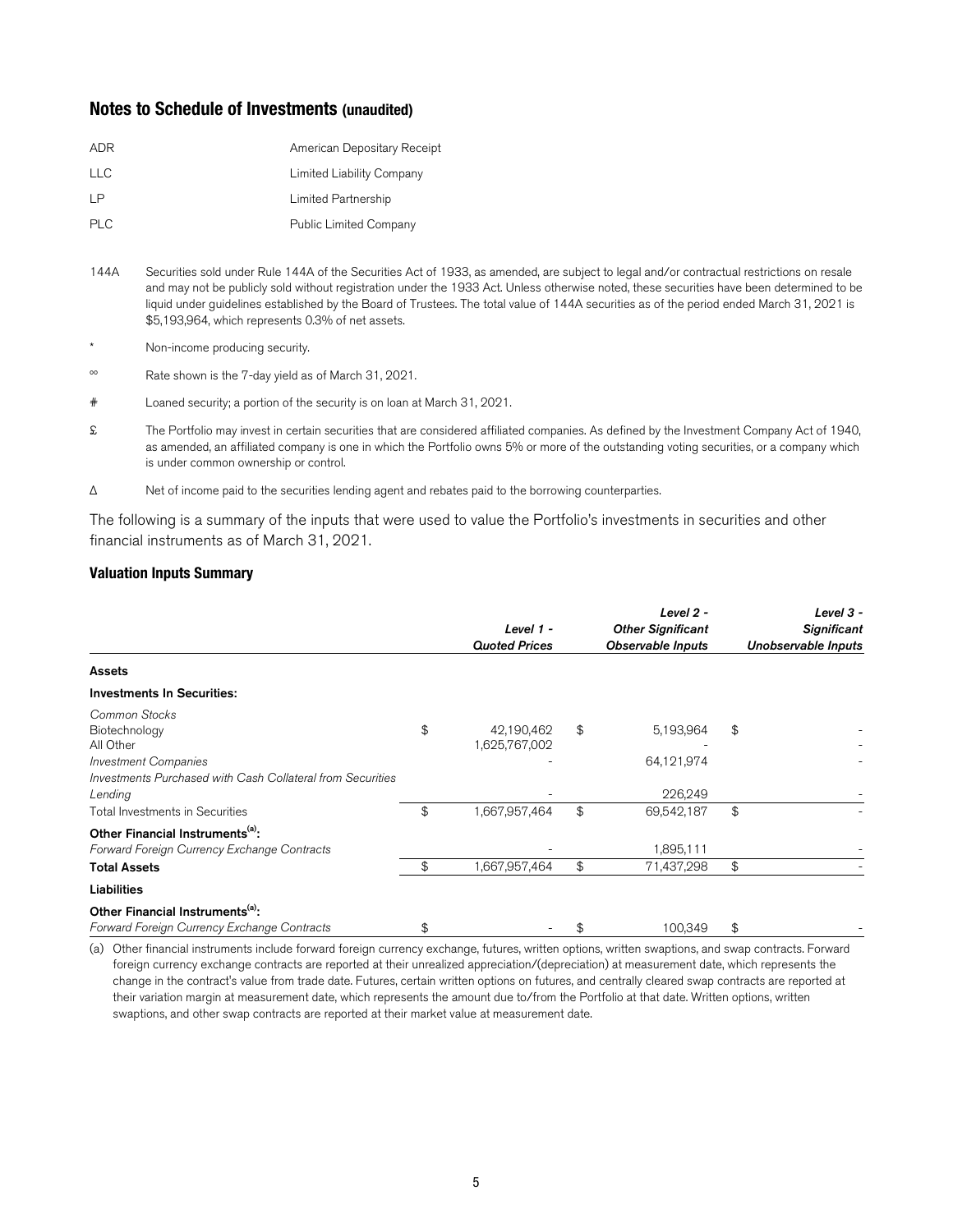## Notes to Schedule of Investments (unaudited)

| | |
|---|---|
| ADR | American Depositary Receipt |
| LLC | Limited Liability Company |
| LP | Limited Partnership |
| PLC | Public Limited Company |

144A Securities sold under Rule 144A of the Securities Act of 1933, as amended, are subject to legal and/or contractual restrictions on resale and may not be publicly sold without registration under the 1933 Act. Unless otherwise noted, these securities have been determined to be liquid under guidelines established by the Board of Trustees. The total value of 144A securities as of the period ended March 31, 2021 is $5,193,964, which represents 0.3% of net assets.

\* Non-income producing security.

∞ Rate shown is the 7-day yield as of March 31, 2021.

\# Loaned security; a portion of the security is on loan at March 31, 2021.

£ The Portfolio may invest in certain securities that are considered affiliated companies. As defined by the Investment Company Act of 1940, as amended, an affiliated company is one in which the Portfolio owns 5% or more of the outstanding voting securities, or a company which is under common ownership or control.

Δ Net of income paid to the securities lending agent and rebates paid to the borrowing counterparties.

The following is a summary of the inputs that were used to value the Portfolio's investments in securities and other financial instruments as of March 31, 2021.

### Valuation Inputs Summary

| | *Level 1 - Quoted Prices* | *Level 2 - Other Significant Observable Inputs* | *Level 3 - Significant Unobservable Inputs* |
|---|---|---|---|
| **Assets** | | | |
| **Investments In Securities:** | | | |
| *Common Stocks* | | | |
| Biotechnology | $ 42,190,462 | $ 5,193,964 | $ - |
| All Other | 1,625,767,002 | - | - |
| *Investment Companies* | - | 64,121,974 | - |
| *Investments Purchased with Cash Collateral from Securities Lending* | - | 226,249 | - |
| Total Investments in Securities | $ 1,667,957,464 | $ 69,542,187 | $ - |
| **Other Financial Instruments(a):** | | | |
| *Forward Foreign Currency Exchange Contracts* | - | 1,895,111 | - |
| **Total Assets** | $ 1,667,957,464 | $ 71,437,298 | $ - |
| **Liabilities** | | | |
| **Other Financial Instruments(a):** | | | |
| *Forward Foreign Currency Exchange Contracts* | $ - | $ 100,349 | $ - |

(a) Other financial instruments include forward foreign currency exchange, futures, written options, written swaptions, and swap contracts. Forward foreign currency exchange contracts are reported at their unrealized appreciation/(depreciation) at measurement date, which represents the change in the contract's value from trade date. Futures, certain written options on futures, and centrally cleared swap contracts are reported at their variation margin at measurement date, which represents the amount due to/from the Portfolio at that date. Written options, written swaptions, and other swap contracts are reported at their market value at measurement date.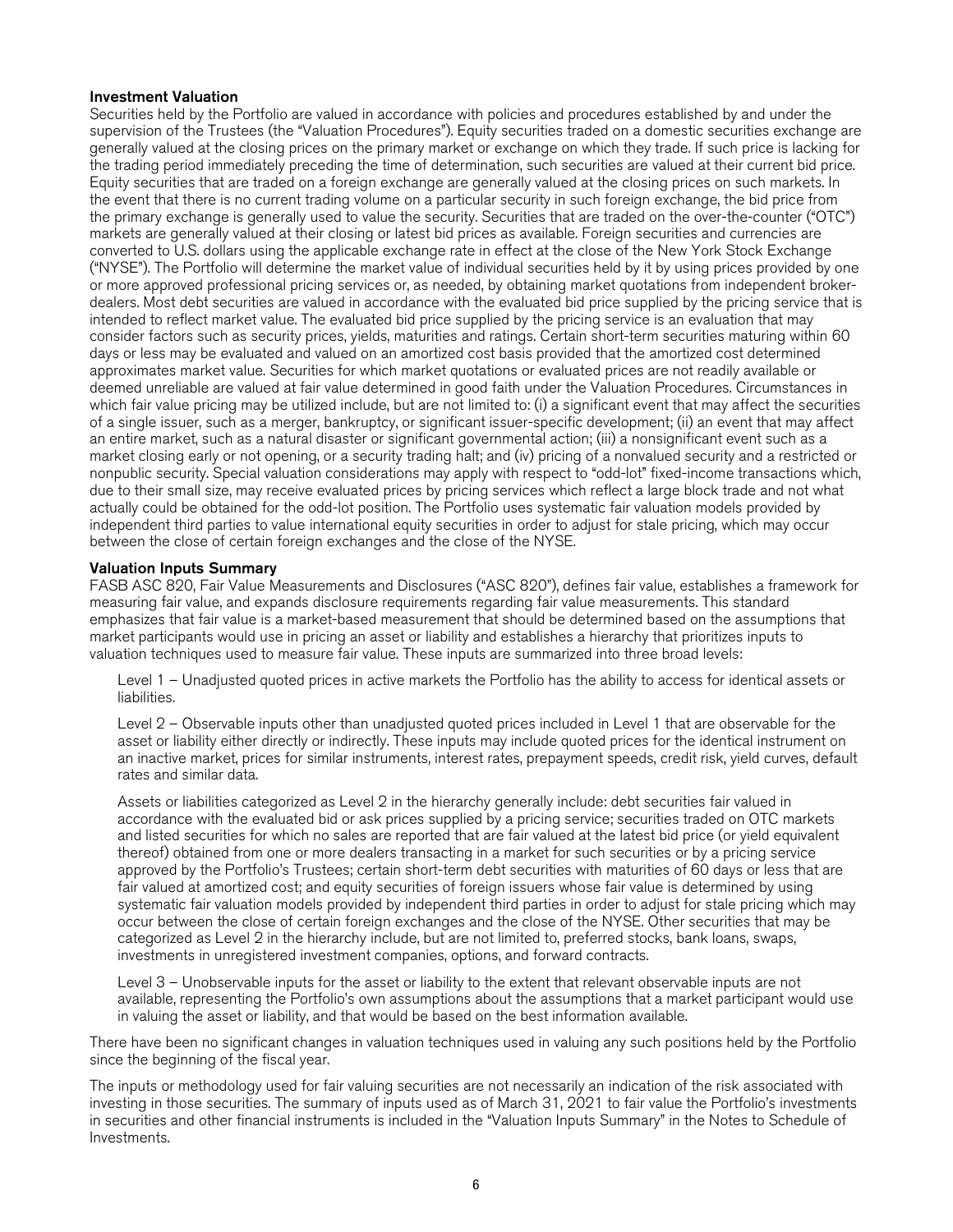### Investment Valuation

Securities held by the Portfolio are valued in accordance with policies and procedures established by and under the supervision of the Trustees (the "Valuation Procedures"). Equity securities traded on a domestic securities exchange are generally valued at the closing prices on the primary market or exchange on which they trade. If such price is lacking for the trading period immediately preceding the time of determination, such securities are valued at their current bid price. Equity securities that are traded on a foreign exchange are generally valued at the closing prices on such markets. In the event that there is no current trading volume on a particular security in such foreign exchange, the bid price from the primary exchange is generally used to value the security. Securities that are traded on the over-the-counter ("OTC") markets are generally valued at their closing or latest bid prices as available. Foreign securities and currencies are converted to U.S. dollars using the applicable exchange rate in effect at the close of the New York Stock Exchange ("NYSE"). The Portfolio will determine the market value of individual securities held by it by using prices provided by one or more approved professional pricing services or, as needed, by obtaining market quotations from independent broker-dealers. Most debt securities are valued in accordance with the evaluated bid price supplied by the pricing service that is intended to reflect market value. The evaluated bid price supplied by the pricing service is an evaluation that may consider factors such as security prices, yields, maturities and ratings. Certain short-term securities maturing within 60 days or less may be evaluated and valued on an amortized cost basis provided that the amortized cost determined approximates market value. Securities for which market quotations or evaluated prices are not readily available or deemed unreliable are valued at fair value determined in good faith under the Valuation Procedures. Circumstances in which fair value pricing may be utilized include, but are not limited to: (i) a significant event that may affect the securities of a single issuer, such as a merger, bankruptcy, or significant issuer-specific development; (ii) an event that may affect an entire market, such as a natural disaster or significant governmental action; (iii) a nonsignificant event such as a market closing early or not opening, or a security trading halt; and (iv) pricing of a nonvalued security and a restricted or nonpublic security. Special valuation considerations may apply with respect to "odd-lot" fixed-income transactions which, due to their small size, may receive evaluated prices by pricing services which reflect a large block trade and not what actually could be obtained for the odd-lot position. The Portfolio uses systematic fair valuation models provided by independent third parties to value international equity securities in order to adjust for stale pricing, which may occur between the close of certain foreign exchanges and the close of the NYSE.

### Valuation Inputs Summary

FASB ASC 820, Fair Value Measurements and Disclosures ("ASC 820"), defines fair value, establishes a framework for measuring fair value, and expands disclosure requirements regarding fair value measurements. This standard emphasizes that fair value is a market-based measurement that should be determined based on the assumptions that market participants would use in pricing an asset or liability and establishes a hierarchy that prioritizes inputs to valuation techniques used to measure fair value. These inputs are summarized into three broad levels:

Level 1 – Unadjusted quoted prices in active markets the Portfolio has the ability to access for identical assets or liabilities.

Level 2 – Observable inputs other than unadjusted quoted prices included in Level 1 that are observable for the asset or liability either directly or indirectly. These inputs may include quoted prices for the identical instrument on an inactive market, prices for similar instruments, interest rates, prepayment speeds, credit risk, yield curves, default rates and similar data.

Assets or liabilities categorized as Level 2 in the hierarchy generally include: debt securities fair valued in accordance with the evaluated bid or ask prices supplied by a pricing service; securities traded on OTC markets and listed securities for which no sales are reported that are fair valued at the latest bid price (or yield equivalent thereof) obtained from one or more dealers transacting in a market for such securities or by a pricing service approved by the Portfolio's Trustees; certain short-term debt securities with maturities of 60 days or less that are fair valued at amortized cost; and equity securities of foreign issuers whose fair value is determined by using systematic fair valuation models provided by independent third parties in order to adjust for stale pricing which may occur between the close of certain foreign exchanges and the close of the NYSE. Other securities that may be categorized as Level 2 in the hierarchy include, but are not limited to, preferred stocks, bank loans, swaps, investments in unregistered investment companies, options, and forward contracts.

Level 3 – Unobservable inputs for the asset or liability to the extent that relevant observable inputs are not available, representing the Portfolio's own assumptions about the assumptions that a market participant would use in valuing the asset or liability, and that would be based on the best information available.

There have been no significant changes in valuation techniques used in valuing any such positions held by the Portfolio since the beginning of the fiscal year.

The inputs or methodology used for fair valuing securities are not necessarily an indication of the risk associated with investing in those securities. The summary of inputs used as of March 31, 2021 to fair value the Portfolio's investments in securities and other financial instruments is included in the "Valuation Inputs Summary" in the Notes to Schedule of Investments.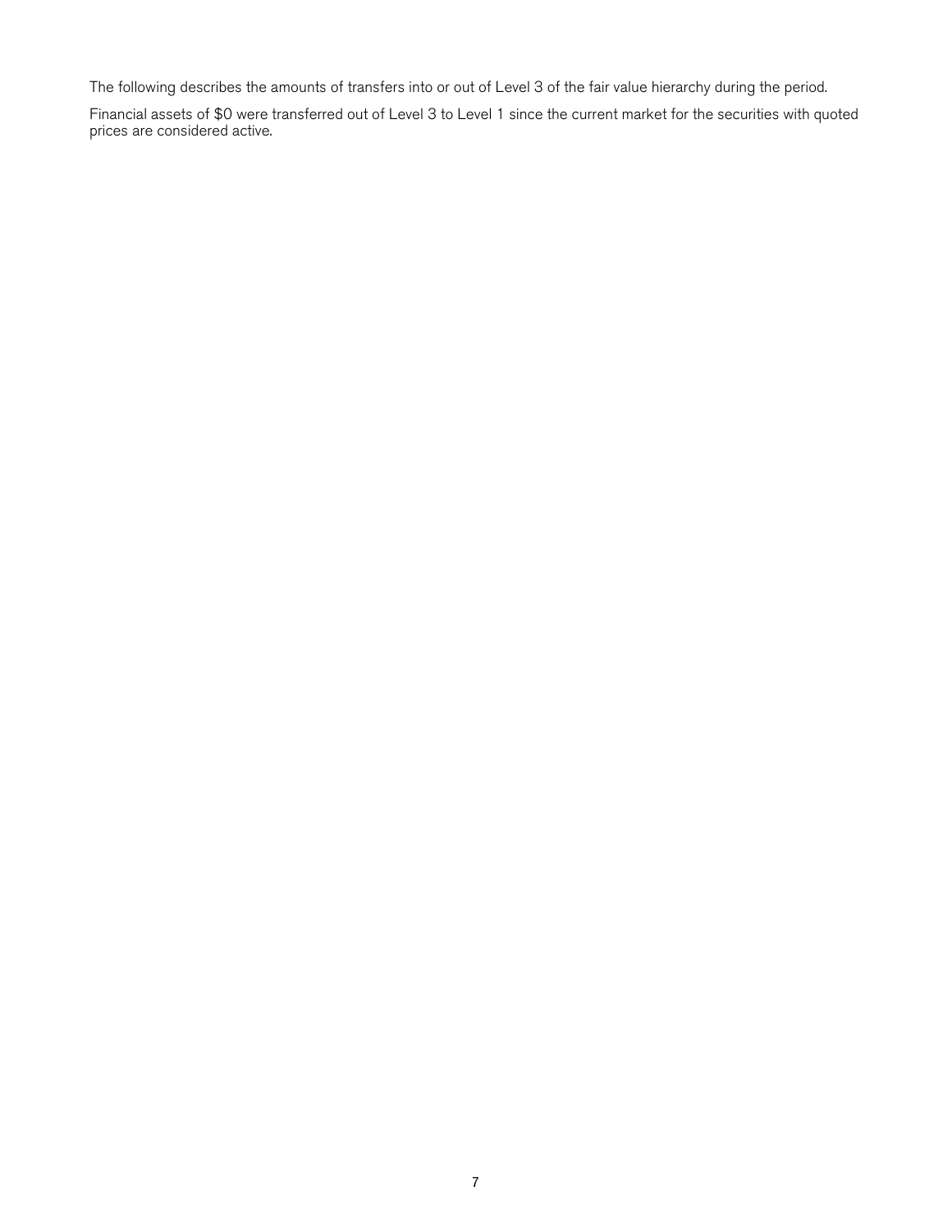The following describes the amounts of transfers into or out of Level 3 of the fair value hierarchy during the period.

Financial assets of $0 were transferred out of Level 3 to Level 1 since the current market for the securities with quoted prices are considered active.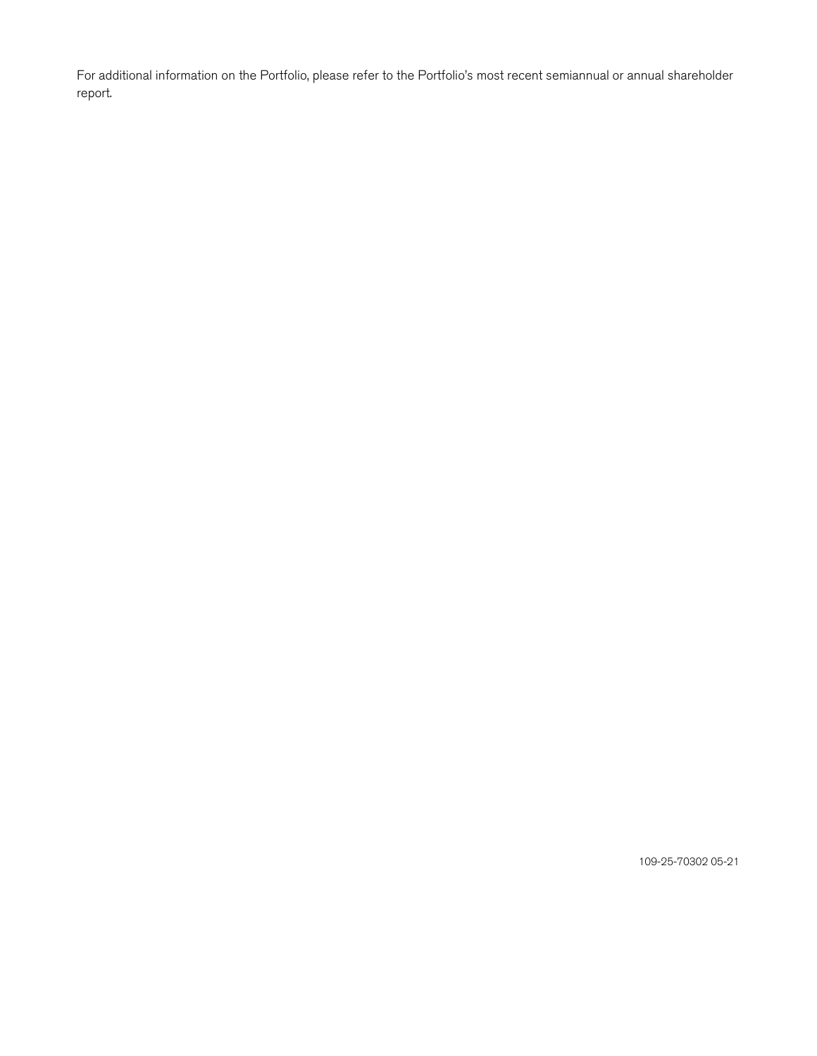For additional information on the Portfolio, please refer to the Portfolio's most recent semiannual or annual shareholder report.

109-25-70302 05-21